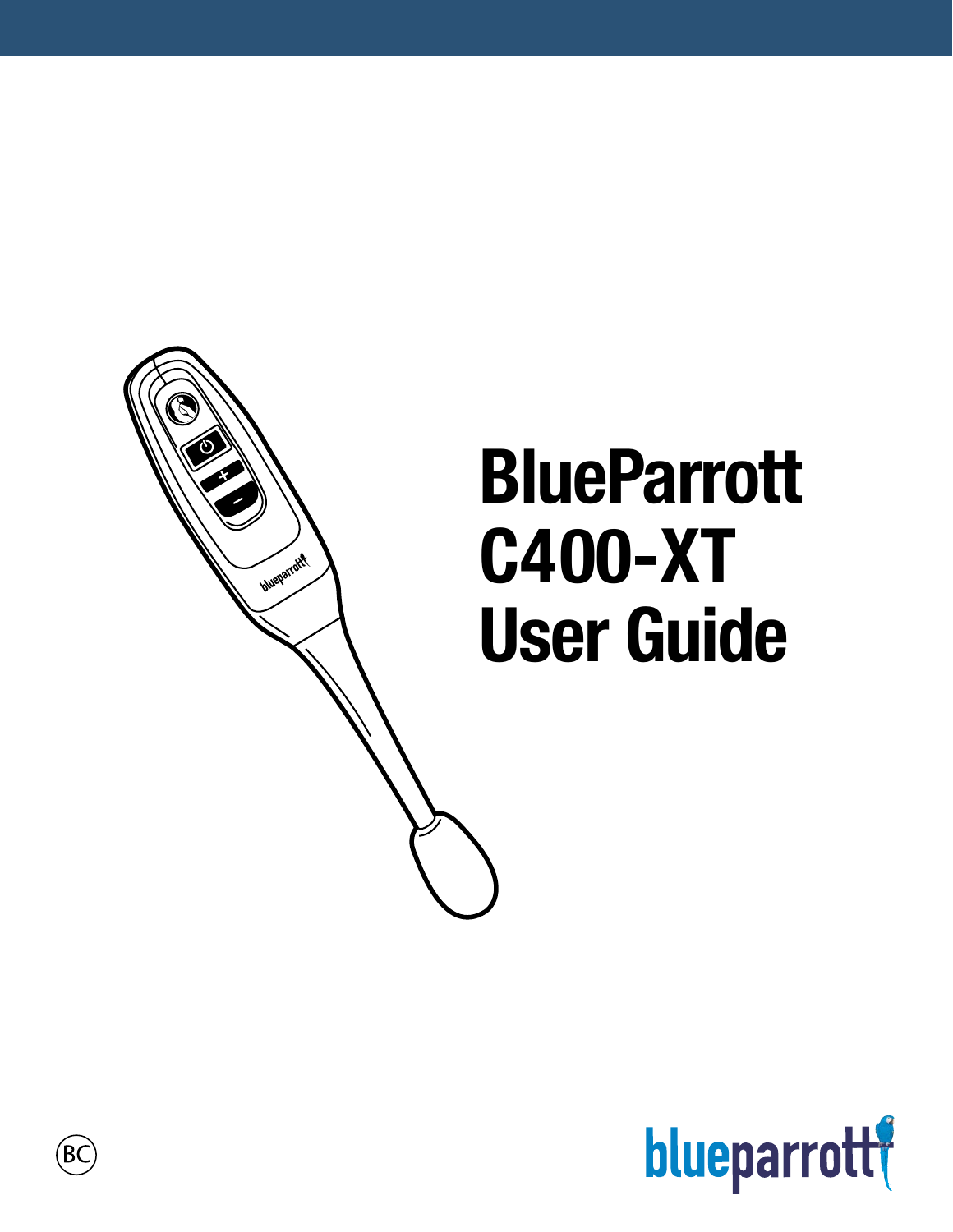# BlueParrott C400-XT User Guide

BC

blueparrott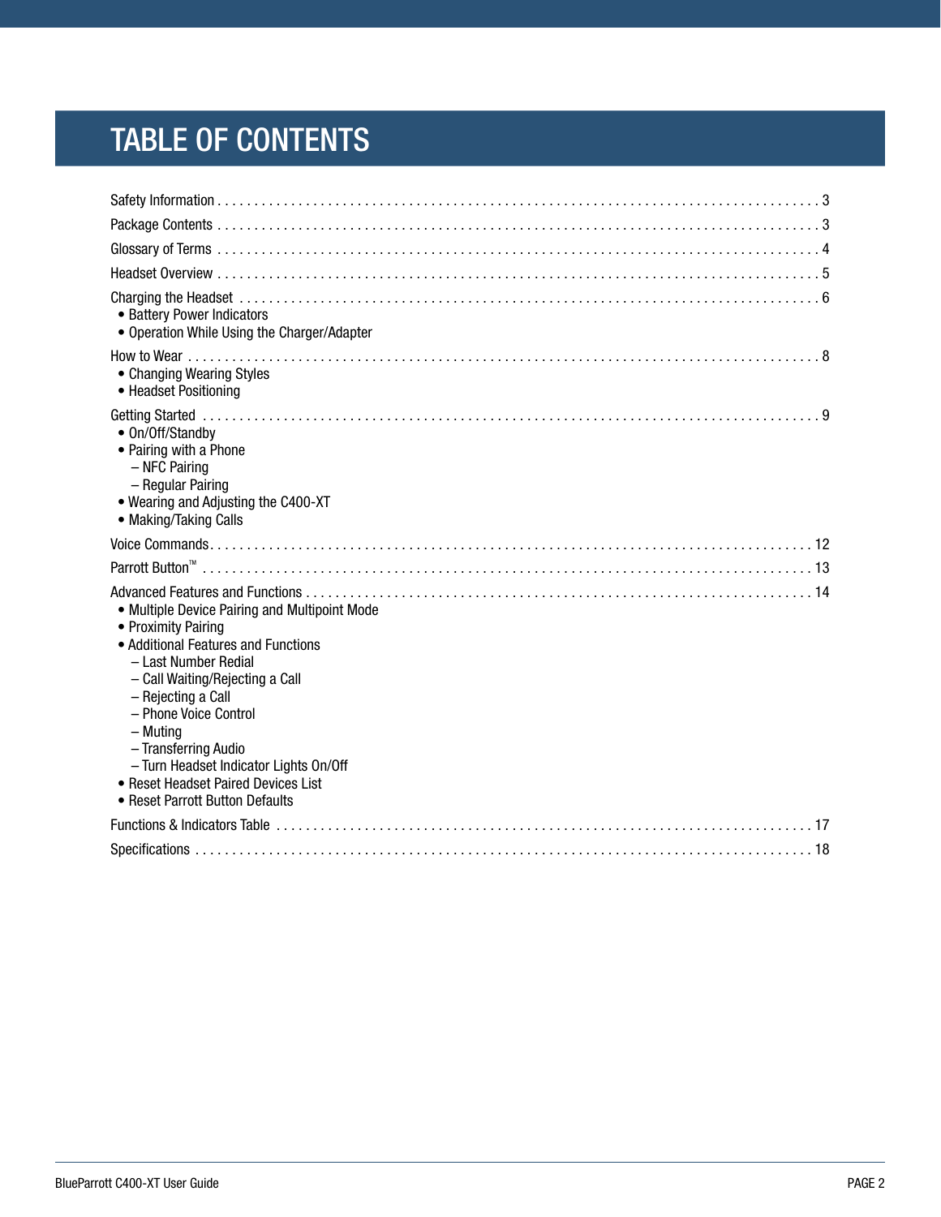# TABLE OF CONTENTS

Safety Information . . . . . . . . . . . . . . . . . . . . . . . . . . . . . . . . . . . . . . . . . . . . . . . . . . . . . . . . . . . . . . . . . . . . . . . . . . . . 3

Package Contents . . . . . . . . . . . . . . . . . . . . . . . . . . . . . . . . . . . . . . . . . . . . . . . . . . . . . . . . . . . . . . . . . . . . . . . . . . . . 3

Glossary of Terms . . . . . . . . . . . . . . . . . . . . . . . . . . . . . . . . . . . . . . . . . . . . . . . . . . . . . . . . . . . . . . . . . . . . . . . . . . . 4

Headset Overview . . . . . . . . . . . . . . . . . . . . . . . . . . . . . . . . . . . . . . . . . . . . . . . . . . . . . . . . . . . . . . . . . . . . . . . . . . . 5

Charging the Headset . . . . . . . . . . . . . . . . . . . . . . . . . . . . . . . . . . . . . . . . . . . . . . . . . . . . . . . . . . . . . . . . . . . . . . . 6
- Battery Power Indicators
- Operation While Using the Charger/Adapter

How to Wear . . . . . . . . . . . . . . . . . . . . . . . . . . . . . . . . . . . . . . . . . . . . . . . . . . . . . . . . . . . . . . . . . . . . . . . . . . . . . . 8
- Changing Wearing Styles
- Headset Positioning

Getting Started . . . . . . . . . . . . . . . . . . . . . . . . . . . . . . . . . . . . . . . . . . . . . . . . . . . . . . . . . . . . . . . . . . . . . . . . . . . . . 9
- On/Off/Standby
- Pairing with a Phone
  - NFC Pairing
  - Regular Pairing
- Wearing and Adjusting the C400-XT
- Making/Taking Calls

Voice Commands . . . . . . . . . . . . . . . . . . . . . . . . . . . . . . . . . . . . . . . . . . . . . . . . . . . . . . . . . . . . . . . . . . . . . . . . . . 12

Parrott Button™ . . . . . . . . . . . . . . . . . . . . . . . . . . . . . . . . . . . . . . . . . . . . . . . . . . . . . . . . . . . . . . . . . . . . . . . . . . . 13

Advanced Features and Functions . . . . . . . . . . . . . . . . . . . . . . . . . . . . . . . . . . . . . . . . . . . . . . . . . . . . . . . . . . 14
- Multiple Device Pairing and Multipoint Mode
- Proximity Pairing
- Additional Features and Functions
  - Last Number Redial
  - Call Waiting/Rejecting a Call
  - Rejecting a Call
  - Phone Voice Control
  - Muting
  - Transferring Audio
  - Turn Headset Indicator Lights On/Off
- Reset Headset Paired Devices List
- Reset Parrott Button Defaults

Functions & Indicators Table . . . . . . . . . . . . . . . . . . . . . . . . . . . . . . . . . . . . . . . . . . . . . . . . . . . . . . . . . . . . . . 17

Specifications . . . . . . . . . . . . . . . . . . . . . . . . . . . . . . . . . . . . . . . . . . . . . . . . . . . . . . . . . . . . . . . . . . . . . . . . . . . . 18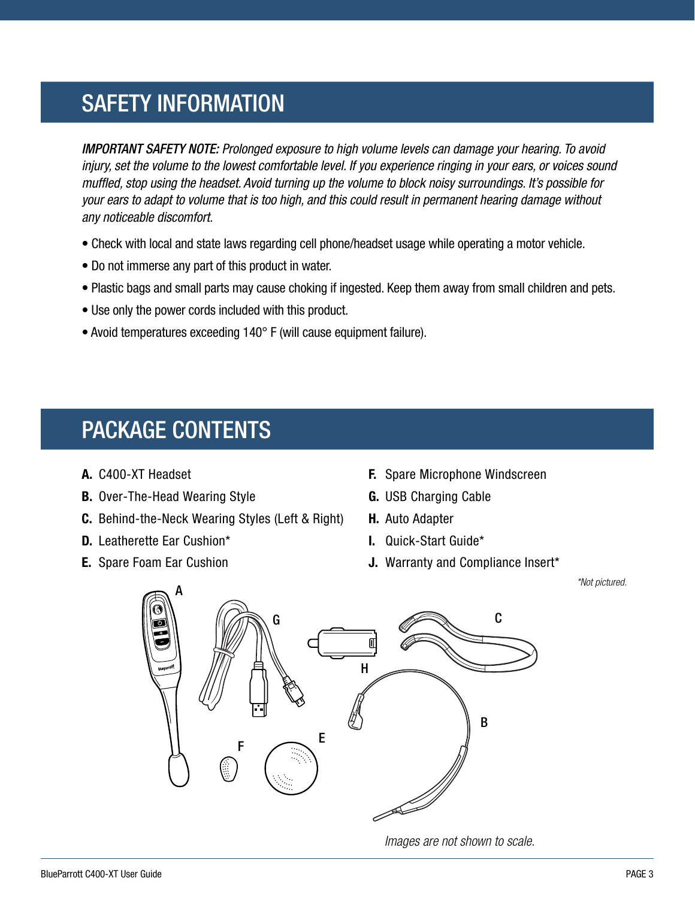## SAFETY INFORMATION

***IMPORTANT SAFETY NOTE:*** *Prolonged exposure to high volume levels can damage your hearing. To avoid injury, set the volume to the lowest comfortable level. If you experience ringing in your ears, or voices sound muffled, stop using the headset. Avoid turning up the volume to block noisy surroundings. It's possible for your ears to adapt to volume that is too high, and this could result in permanent hearing damage without any noticeable discomfort.*

- Check with local and state laws regarding cell phone/headset usage while operating a motor vehicle.
- Do not immerse any part of this product in water.
- Plastic bags and small parts may cause choking if ingested. Keep them away from small children and pets.
- Use only the power cords included with this product.
- Avoid temperatures exceeding 140° F (will cause equipment failure).

## PACKAGE CONTENTS

**A.** C400-XT Headset
**B.** Over-The-Head Wearing Style
**C.** Behind-the-Neck Wearing Styles (Left & Right)
**D.** Leatherette Ear Cushion*
**E.** Spare Foam Ear Cushion
**F.** Spare Microphone Windscreen
**G.** USB Charging Cable
**H.** Auto Adapter
**I.** Quick-Start Guide*
**J.** Warranty and Compliance Insert*

*\*Not pictured.*

*Images are not shown to scale.*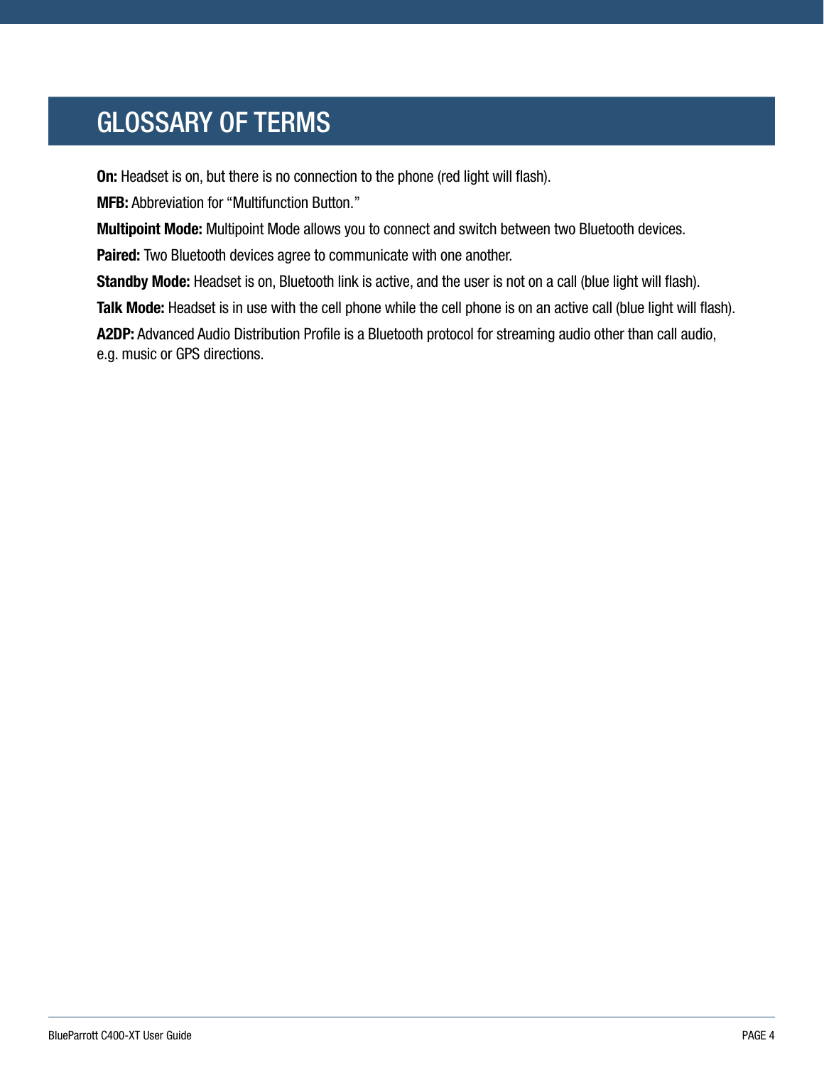# GLOSSARY OF TERMS

**On:** Headset is on, but there is no connection to the phone (red light will flash).

**MFB:** Abbreviation for “Multifunction Button.”

**Multipoint Mode:** Multipoint Mode allows you to connect and switch between two Bluetooth devices.

**Paired:** Two Bluetooth devices agree to communicate with one another.

**Standby Mode:** Headset is on, Bluetooth link is active, and the user is not on a call (blue light will flash).

**Talk Mode:** Headset is in use with the cell phone while the cell phone is on an active call (blue light will flash).

**A2DP:** Advanced Audio Distribution Profile is a Bluetooth protocol for streaming audio other than call audio, e.g. music or GPS directions.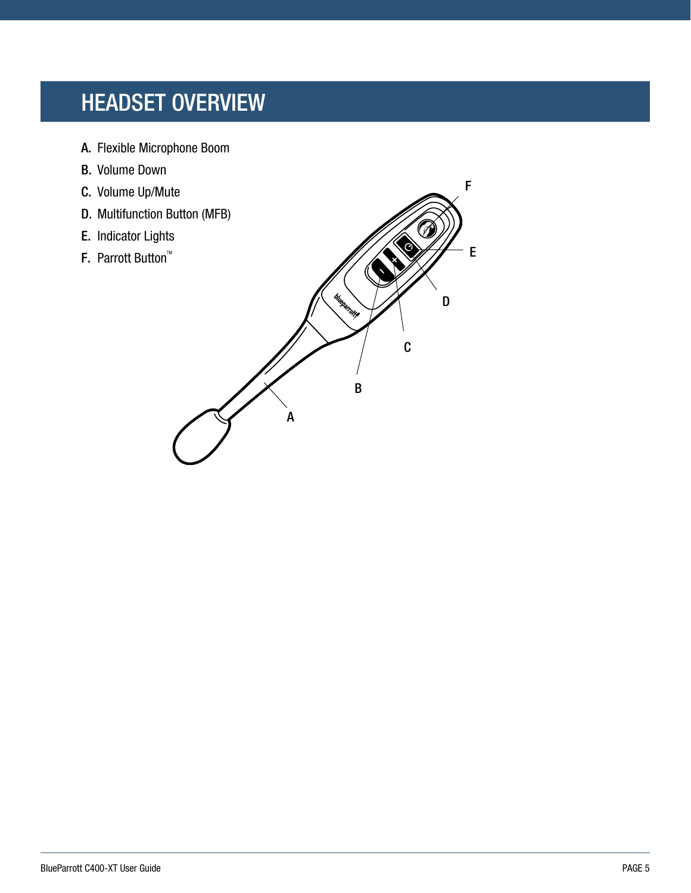# HEADSET OVERVIEW

**A.** Flexible Microphone Boom
**B.** Volume Down
**C.** Volume Up/Mute
**D.** Multifunction Button (MFB)
**E.** Indicator Lights
**F.** Parrott Button™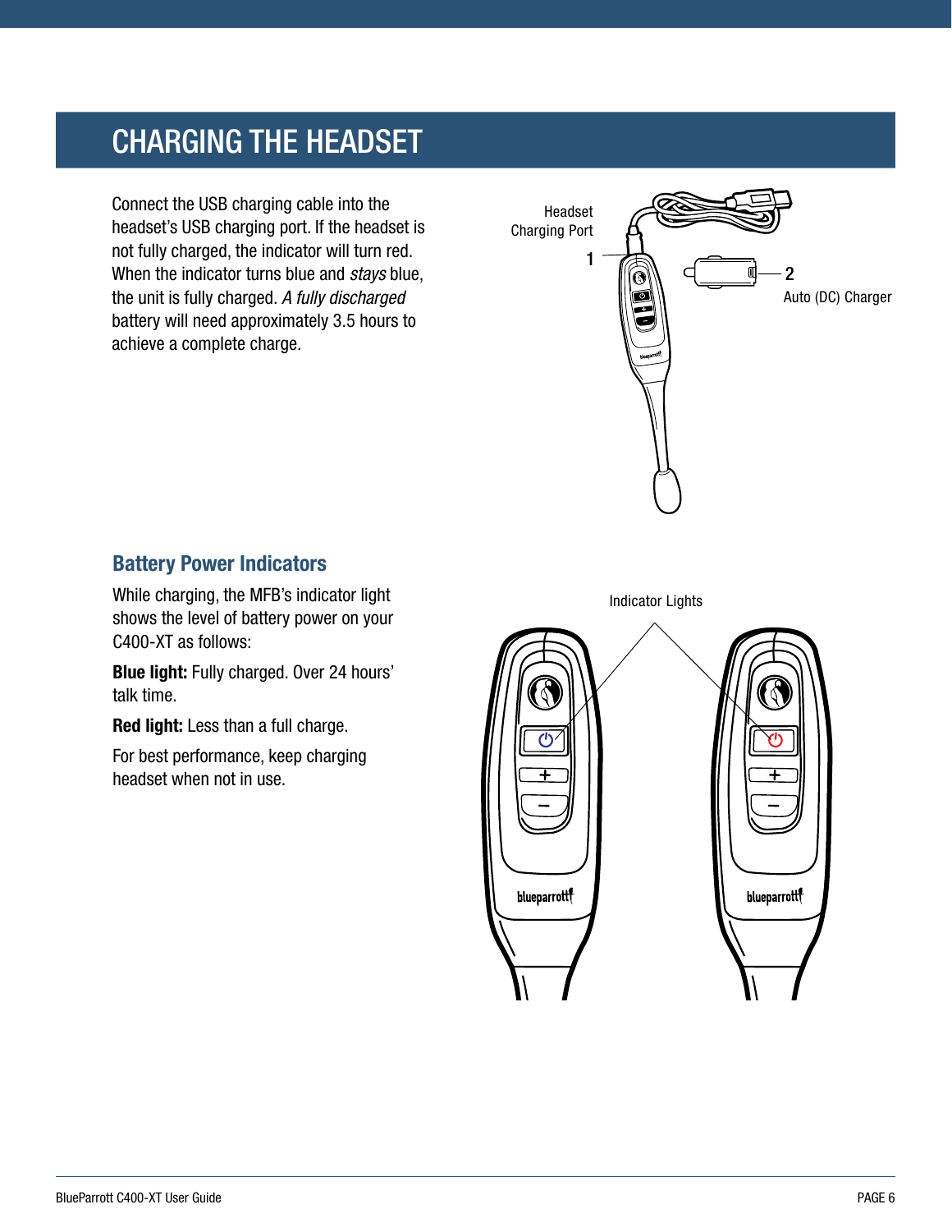# CHARGING THE HEADSET

Connect the USB charging cable into the headset's USB charging port. If the headset is not fully charged, the indicator will turn red. When the indicator turns blue and *stays* blue, the unit is fully charged. *A fully discharged* battery will need approximately 3.5 hours to achieve a complete charge.

Headset Charging Port

1

2

Auto (DC) Charger

## Battery Power Indicators

While charging, the MFB's indicator light shows the level of battery power on your C400-XT as follows:

**Blue light:** Fully charged. Over 24 hours' talk time.

**Red light:** Less than a full charge.

For best performance, keep charging headset when not in use.

Indicator Lights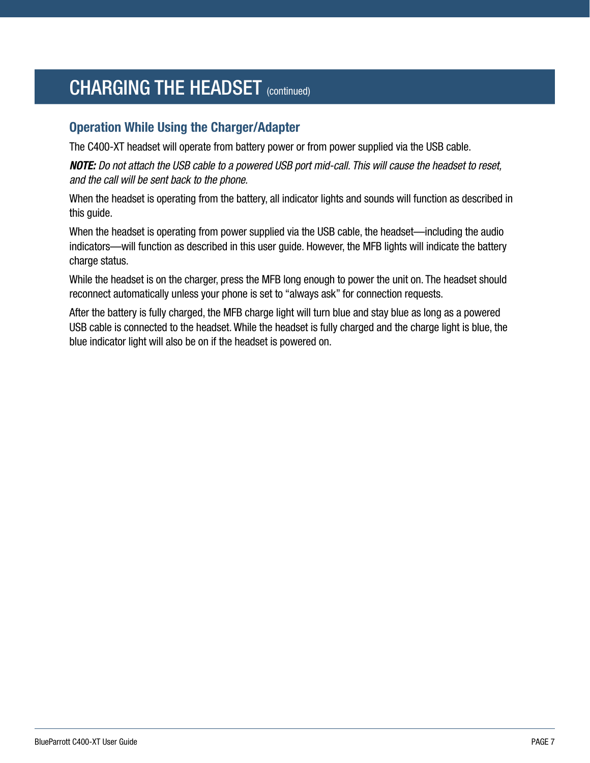# CHARGING THE HEADSET (continued)

## Operation While Using the Charger/Adapter

The C400-XT headset will operate from battery power or from power supplied via the USB cable.

***NOTE:*** *Do not attach the USB cable to a powered USB port mid-call. This will cause the headset to reset, and the call will be sent back to the phone.*

When the headset is operating from the battery, all indicator lights and sounds will function as described in this guide.

When the headset is operating from power supplied via the USB cable, the headset—including the audio indicators—will function as described in this user guide. However, the MFB lights will indicate the battery charge status.

While the headset is on the charger, press the MFB long enough to power the unit on. The headset should reconnect automatically unless your phone is set to “always ask” for connection requests.

After the battery is fully charged, the MFB charge light will turn blue and stay blue as long as a powered USB cable is connected to the headset. While the headset is fully charged and the charge light is blue, the blue indicator light will also be on if the headset is powered on.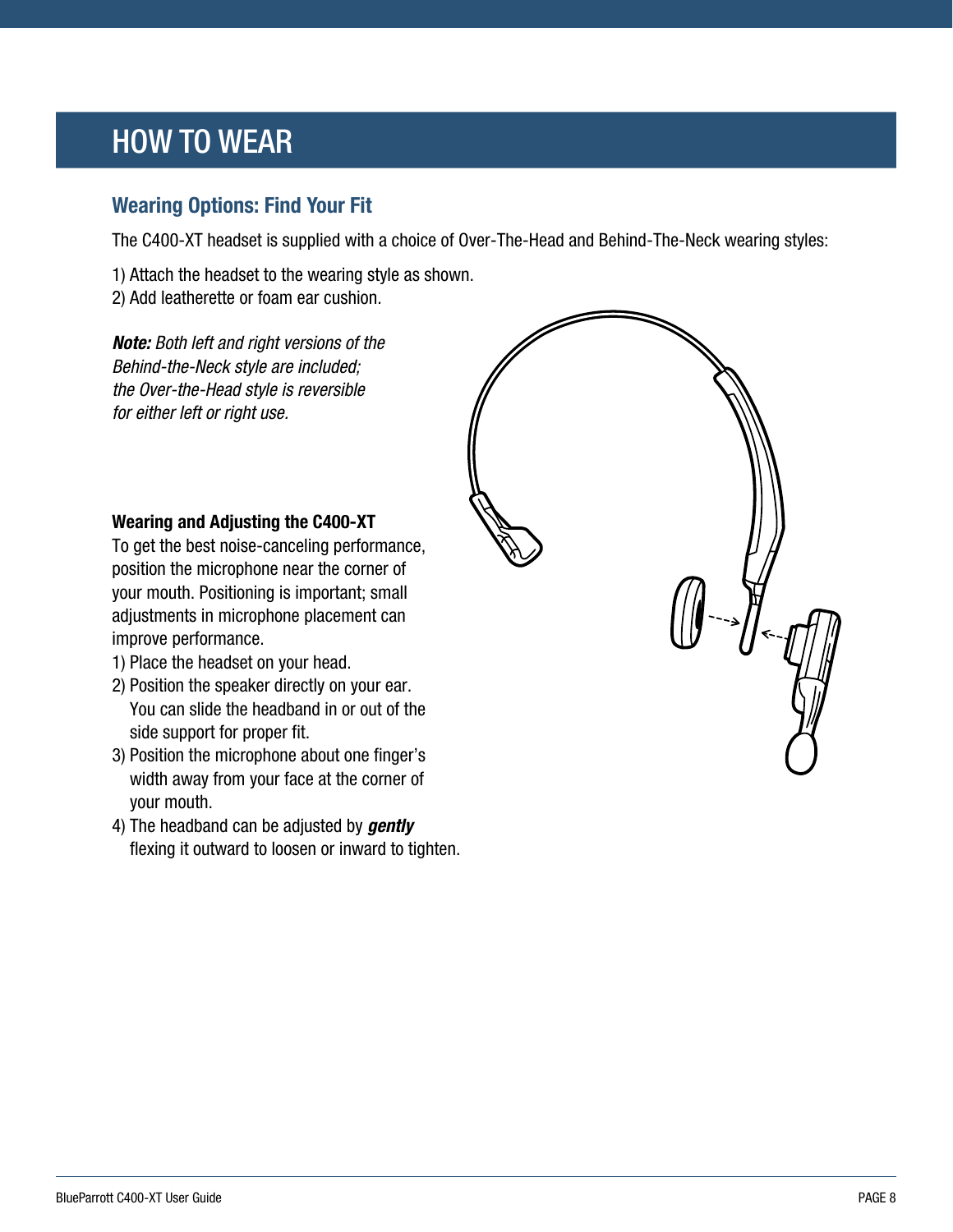# HOW TO WEAR

## Wearing Options: Find Your Fit

The C400-XT headset is supplied with a choice of Over-The-Head and Behind-The-Neck wearing styles:

1) Attach the headset to the wearing style as shown.
2) Add leatherette or foam ear cushion.

***Note:*** *Both left and right versions of the Behind-the-Neck style are included; the Over-the-Head style is reversible for either left or right use.*

**Wearing and Adjusting the C400-XT**

To get the best noise-canceling performance, position the microphone near the corner of your mouth. Positioning is important; small adjustments in microphone placement can improve performance.

1) Place the headset on your head.
2) Position the speaker directly on your ear. You can slide the headband in or out of the side support for proper fit.
3) Position the microphone about one finger's width away from your face at the corner of your mouth.
4) The headband can be adjusted by ***gently*** flexing it outward to loosen or inward to tighten.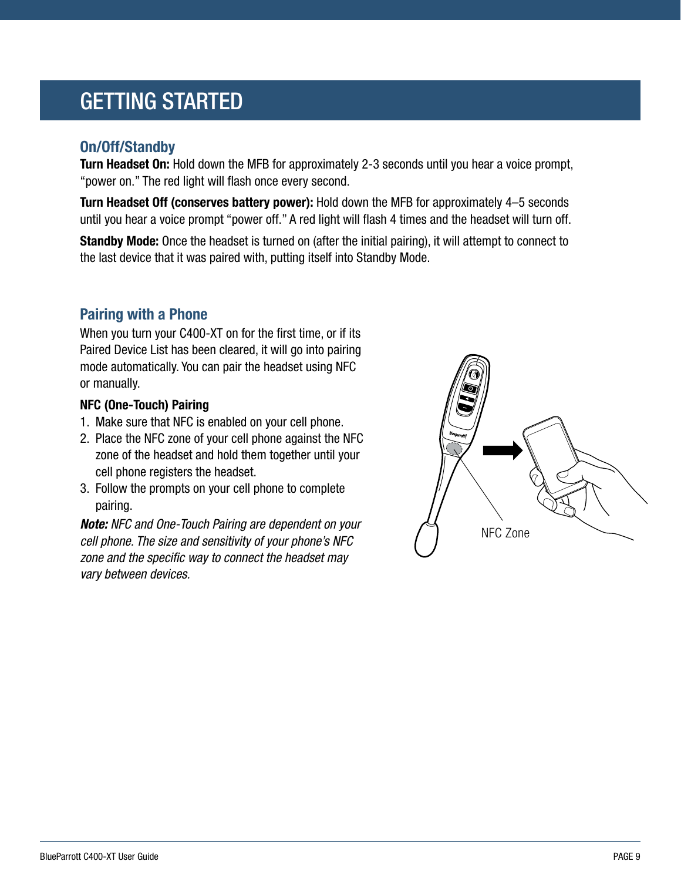# GETTING STARTED

## On/Off/Standby

**Turn Headset On:** Hold down the MFB for approximately 2-3 seconds until you hear a voice prompt, "power on." The red light will flash once every second.

**Turn Headset Off (conserves battery power):** Hold down the MFB for approximately 4–5 seconds until you hear a voice prompt "power off." A red light will flash 4 times and the headset will turn off.

**Standby Mode:** Once the headset is turned on (after the initial pairing), it will attempt to connect to the last device that it was paired with, putting itself into Standby Mode.

## Pairing with a Phone

When you turn your C400-XT on for the first time, or if its Paired Device List has been cleared, it will go into pairing mode automatically. You can pair the headset using NFC or manually.

**NFC (One-Touch) Pairing**

1. Make sure that NFC is enabled on your cell phone.
2. Place the NFC zone of your cell phone against the NFC zone of the headset and hold them together until your cell phone registers the headset.
3. Follow the prompts on your cell phone to complete pairing.

***Note:*** *NFC and One-Touch Pairing are dependent on your cell phone. The size and sensitivity of your phone's NFC zone and the specific way to connect the headset may vary between devices.*

NFC Zone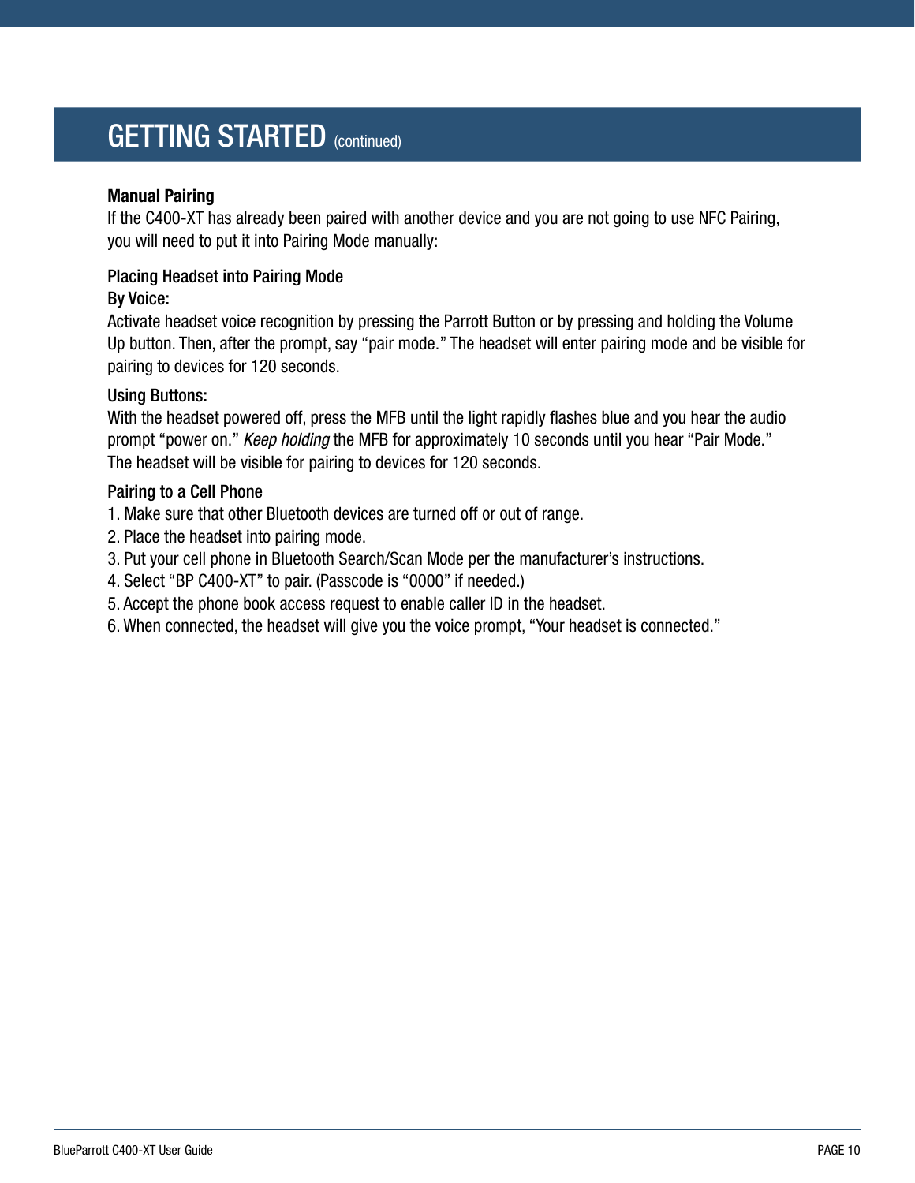## GETTING STARTED (continued)

**Manual Pairing**

If the C400-XT has already been paired with another device and you are not going to use NFC Pairing, you will need to put it into Pairing Mode manually:

### Placing Headset into Pairing Mode

**By Voice:**

Activate headset voice recognition by pressing the Parrott Button or by pressing and holding the Volume Up button. Then, after the prompt, say "pair mode." The headset will enter pairing mode and be visible for pairing to devices for 120 seconds.

**Using Buttons:**

With the headset powered off, press the MFB until the light rapidly flashes blue and you hear the audio prompt "power on." *Keep holding* the MFB for approximately 10 seconds until you hear "Pair Mode." The headset will be visible for pairing to devices for 120 seconds.

### Pairing to a Cell Phone

1. Make sure that other Bluetooth devices are turned off or out of range.
2. Place the headset into pairing mode.
3. Put your cell phone in Bluetooth Search/Scan Mode per the manufacturer's instructions.
4. Select "BP C400-XT" to pair. (Passcode is "0000" if needed.)
5. Accept the phone book access request to enable caller ID in the headset.
6. When connected, the headset will give you the voice prompt, "Your headset is connected."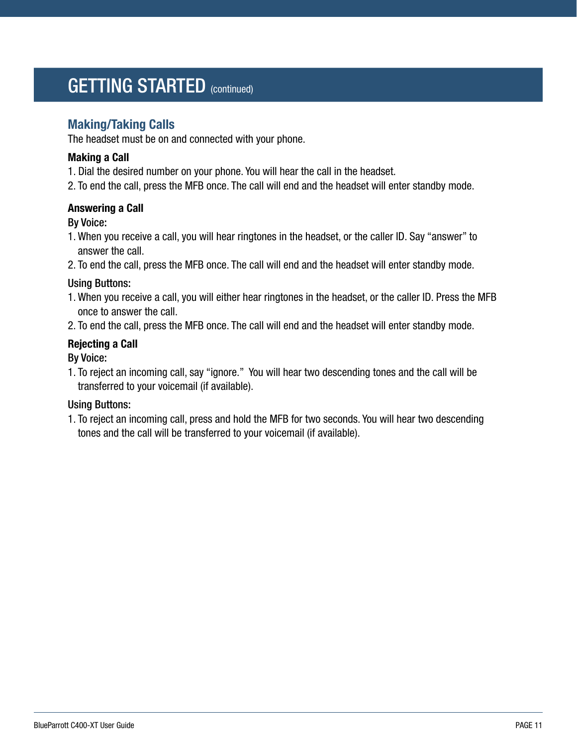# GETTING STARTED (continued)

## Making/Taking Calls

The headset must be on and connected with your phone.

**Making a Call**

1. Dial the desired number on your phone. You will hear the call in the headset.
2. To end the call, press the MFB once. The call will end and the headset will enter standby mode.

**Answering a Call**

By Voice:

1. When you receive a call, you will hear ringtones in the headset, or the caller ID. Say “answer” to answer the call.
2. To end the call, press the MFB once. The call will end and the headset will enter standby mode.

Using Buttons:

1. When you receive a call, you will either hear ringtones in the headset, or the caller ID. Press the MFB once to answer the call.
2. To end the call, press the MFB once. The call will end and the headset will enter standby mode.

**Rejecting a Call**

By Voice:

1. To reject an incoming call, say “ignore.” You will hear two descending tones and the call will be transferred to your voicemail (if available).

Using Buttons:

1. To reject an incoming call, press and hold the MFB for two seconds. You will hear two descending tones and the call will be transferred to your voicemail (if available).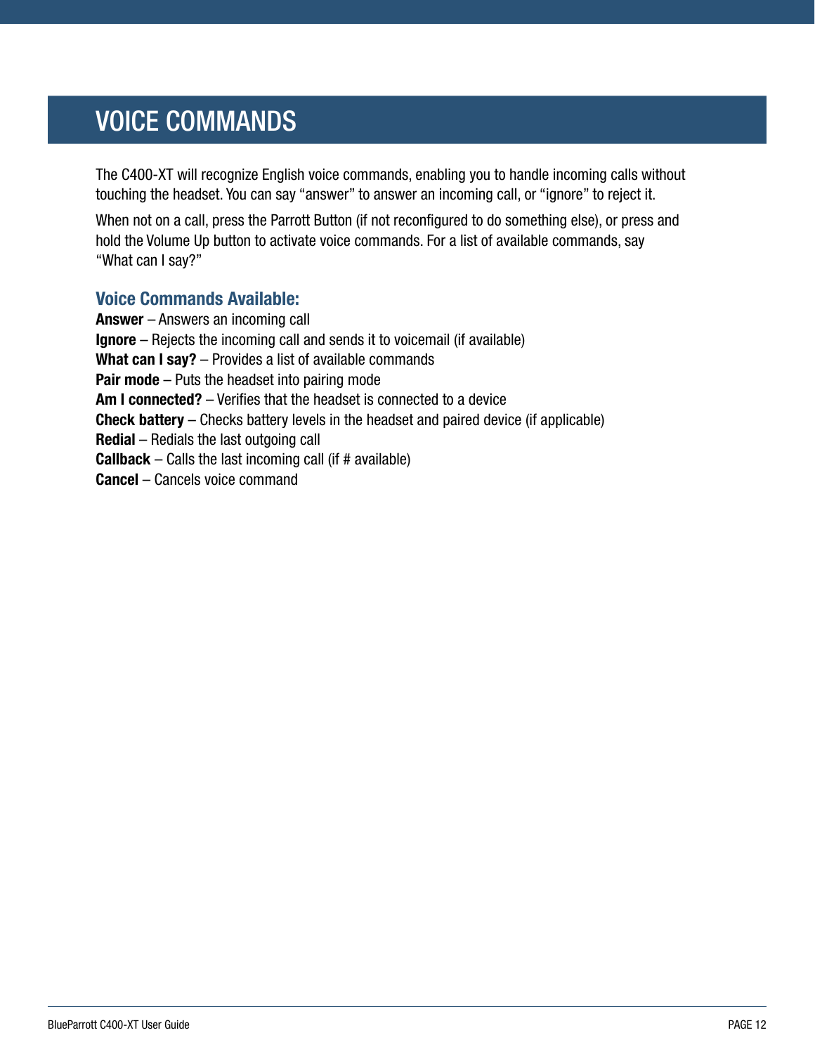# VOICE COMMANDS

The C400-XT will recognize English voice commands, enabling you to handle incoming calls without touching the headset. You can say “answer” to answer an incoming call, or “ignore” to reject it.

When not on a call, press the Parrott Button (if not reconfigured to do something else), or press and hold the Volume Up button to activate voice commands. For a list of available commands, say “What can I say?”

## Voice Commands Available:

**Answer** – Answers an incoming call  
**Ignore** – Rejects the incoming call and sends it to voicemail (if available)  
**What can I say?** – Provides a list of available commands  
**Pair mode** – Puts the headset into pairing mode  
**Am I connected?** – Verifies that the headset is connected to a device  
**Check battery** – Checks battery levels in the headset and paired device (if applicable)  
**Redial** – Redials the last outgoing call  
**Callback** – Calls the last incoming call (if # available)  
**Cancel** – Cancels voice command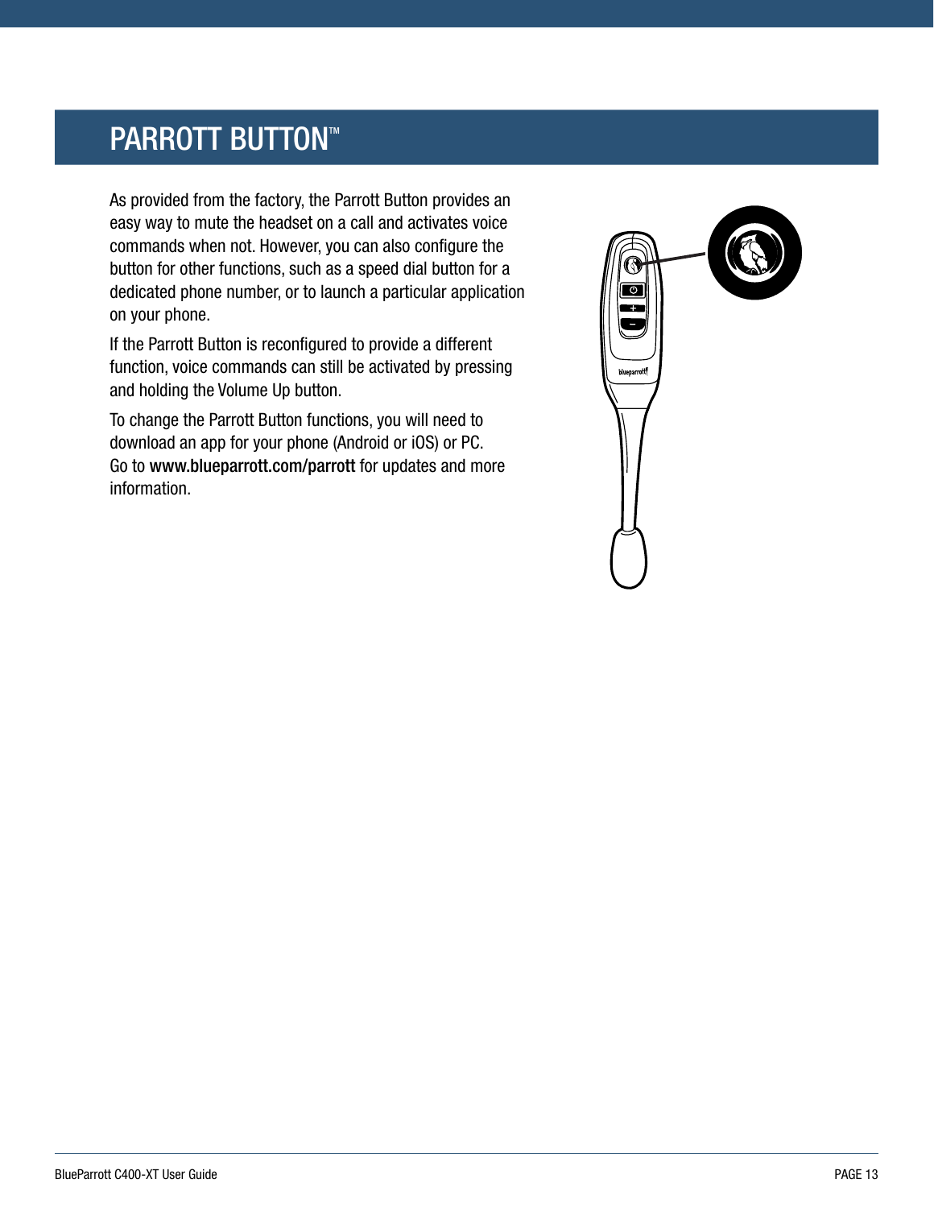# PARROTT BUTTON™

As provided from the factory, the Parrott Button provides an easy way to mute the headset on a call and activates voice commands when not. However, you can also configure the button for other functions, such as a speed dial button for a dedicated phone number, or to launch a particular application on your phone.

If the Parrott Button is reconfigured to provide a different function, voice commands can still be activated by pressing and holding the Volume Up button.

To change the Parrott Button functions, you will need to download an app for your phone (Android or iOS) or PC. Go to **www.blueparrott.com/parrott** for updates and more information.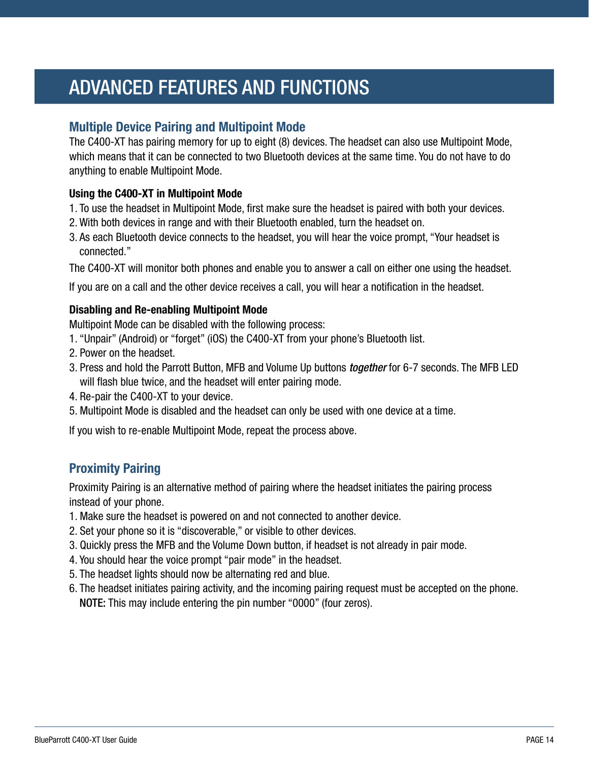# ADVANCED FEATURES AND FUNCTIONS

## Multiple Device Pairing and Multipoint Mode

The C400-XT has pairing memory for up to eight (8) devices. The headset can also use Multipoint Mode, which means that it can be connected to two Bluetooth devices at the same time. You do not have to do anything to enable Multipoint Mode.

### Using the C400-XT in Multipoint Mode

1. To use the headset in Multipoint Mode, first make sure the headset is paired with both your devices.
2. With both devices in range and with their Bluetooth enabled, turn the headset on.
3. As each Bluetooth device connects to the headset, you will hear the voice prompt, “Your headset is connected.”

The C400-XT will monitor both phones and enable you to answer a call on either one using the headset.

If you are on a call and the other device receives a call, you will hear a notification in the headset.

### Disabling and Re-enabling Multipoint Mode

Multipoint Mode can be disabled with the following process:

1. “Unpair” (Android) or “forget” (iOS) the C400-XT from your phone’s Bluetooth list.
2. Power on the headset.
3. Press and hold the Parrott Button, MFB and Volume Up buttons ***together*** for 6-7 seconds. The MFB LED will flash blue twice, and the headset will enter pairing mode.
4. Re-pair the C400-XT to your device.
5. Multipoint Mode is disabled and the headset can only be used with one device at a time.

If you wish to re-enable Multipoint Mode, repeat the process above.

## Proximity Pairing

Proximity Pairing is an alternative method of pairing where the headset initiates the pairing process instead of your phone.

1. Make sure the headset is powered on and not connected to another device.
2. Set your phone so it is “discoverable,” or visible to other devices.
3. Quickly press the MFB and the Volume Down button, if headset is not already in pair mode.
4. You should hear the voice prompt “pair mode” in the headset.
5. The headset lights should now be alternating red and blue.
6. The headset initiates pairing activity, and the incoming pairing request must be accepted on the phone. **NOTE:** This may include entering the pin number “0000” (four zeros).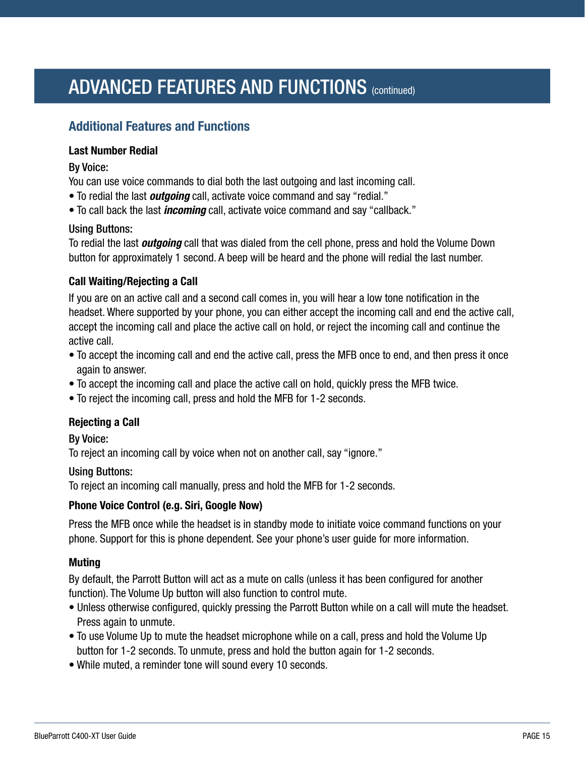# ADVANCED FEATURES AND FUNCTIONS (continued)

## Additional Features and Functions

### Last Number Redial

**By Voice:**

You can use voice commands to dial both the last outgoing and last incoming call.

- To redial the last ***outgoing*** call, activate voice command and say “redial.”
- To call back the last ***incoming*** call, activate voice command and say “callback.”

**Using Buttons:**

To redial the last ***outgoing*** call that was dialed from the cell phone, press and hold the Volume Down button for approximately 1 second. A beep will be heard and the phone will redial the last number.

### Call Waiting/Rejecting a Call

If you are on an active call and a second call comes in, you will hear a low tone notification in the headset. Where supported by your phone, you can either accept the incoming call and end the active call, accept the incoming call and place the active call on hold, or reject the incoming call and continue the active call.

- To accept the incoming call and end the active call, press the MFB once to end, and then press it once again to answer.
- To accept the incoming call and place the active call on hold, quickly press the MFB twice.
- To reject the incoming call, press and hold the MFB for 1-2 seconds.

### Rejecting a Call

**By Voice:**

To reject an incoming call by voice when not on another call, say “ignore.”

**Using Buttons:**

To reject an incoming call manually, press and hold the MFB for 1-2 seconds.

### Phone Voice Control (e.g. Siri, Google Now)

Press the MFB once while the headset is in standby mode to initiate voice command functions on your phone. Support for this is phone dependent. See your phone’s user guide for more information.

### Muting

By default, the Parrott Button will act as a mute on calls (unless it has been configured for another function). The Volume Up button will also function to control mute.

- Unless otherwise configured, quickly pressing the Parrott Button while on a call will mute the headset. Press again to unmute.
- To use Volume Up to mute the headset microphone while on a call, press and hold the Volume Up button for 1-2 seconds. To unmute, press and hold the button again for 1-2 seconds.
- While muted, a reminder tone will sound every 10 seconds.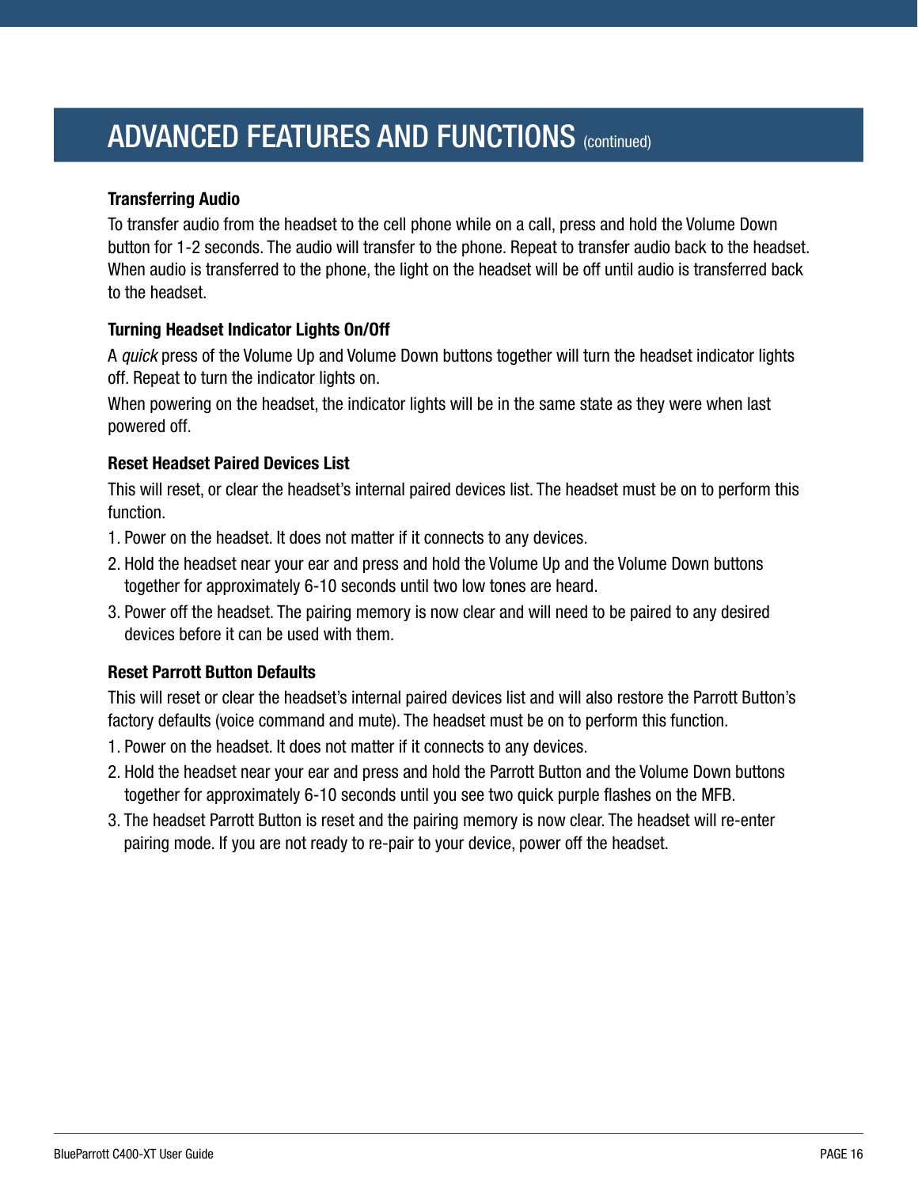# ADVANCED FEATURES AND FUNCTIONS (continued)

**Transferring Audio**

To transfer audio from the headset to the cell phone while on a call, press and hold the Volume Down button for 1-2 seconds. The audio will transfer to the phone. Repeat to transfer audio back to the headset. When audio is transferred to the phone, the light on the headset will be off until audio is transferred back to the headset.

**Turning Headset Indicator Lights On/Off**

A *quick* press of the Volume Up and Volume Down buttons together will turn the headset indicator lights off. Repeat to turn the indicator lights on.

When powering on the headset, the indicator lights will be in the same state as they were when last powered off.

**Reset Headset Paired Devices List**

This will reset, or clear the headset's internal paired devices list. The headset must be on to perform this function.

1. Power on the headset. It does not matter if it connects to any devices.
2. Hold the headset near your ear and press and hold the Volume Up and the Volume Down buttons together for approximately 6-10 seconds until two low tones are heard.
3. Power off the headset. The pairing memory is now clear and will need to be paired to any desired devices before it can be used with them.

**Reset Parrott Button Defaults**

This will reset or clear the headset's internal paired devices list and will also restore the Parrott Button's factory defaults (voice command and mute). The headset must be on to perform this function.

1. Power on the headset. It does not matter if it connects to any devices.
2. Hold the headset near your ear and press and hold the Parrott Button and the Volume Down buttons together for approximately 6-10 seconds until you see two quick purple flashes on the MFB.
3. The headset Parrott Button is reset and the pairing memory is now clear. The headset will re-enter pairing mode. If you are not ready to re-pair to your device, power off the headset.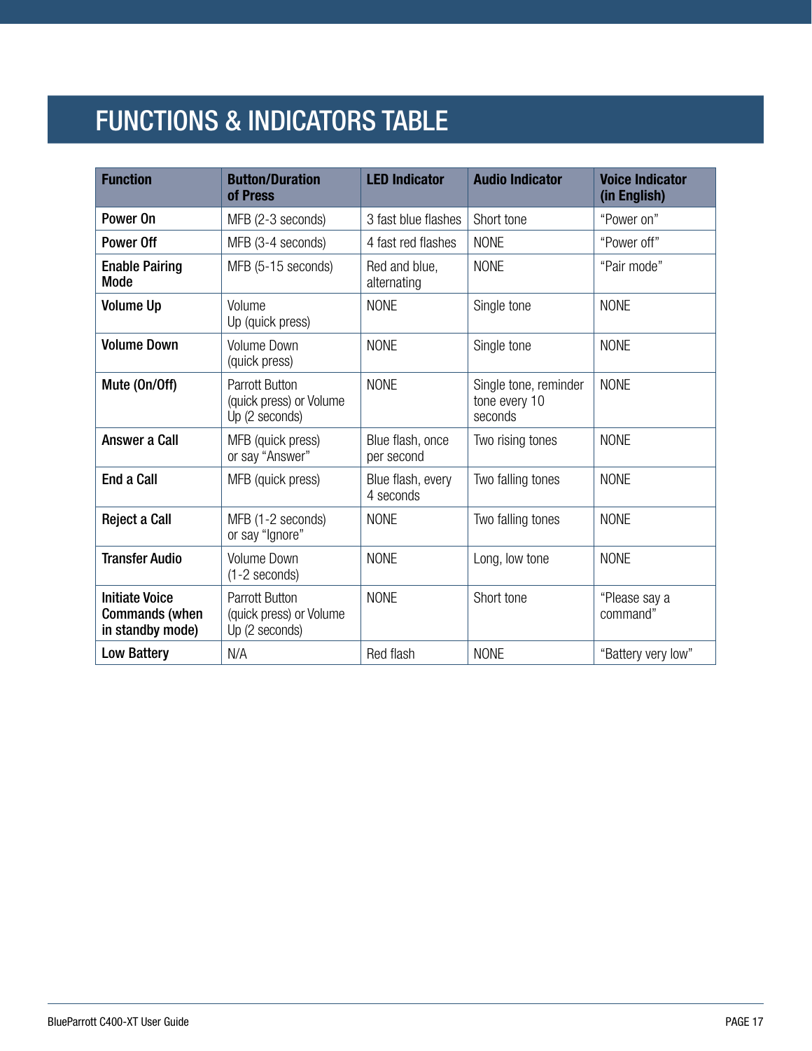# FUNCTIONS & INDICATORS TABLE

| Function | Button/Duration of Press | LED Indicator | Audio Indicator | Voice Indicator (in English) |
|---|---|---|---|---|
| **Power On** | MFB (2-3 seconds) | 3 fast blue flashes | Short tone | "Power on" |
| **Power Off** | MFB (3-4 seconds) | 4 fast red flashes | NONE | "Power off" |
| **Enable Pairing Mode** | MFB (5-15 seconds) | Red and blue, alternating | NONE | "Pair mode" |
| **Volume Up** | Volume Up (quick press) | NONE | Single tone | NONE |
| **Volume Down** | Volume Down (quick press) | NONE | Single tone | NONE |
| **Mute (On/Off)** | Parrott Button (quick press) or Volume Up (2 seconds) | NONE | Single tone, reminder tone every 10 seconds | NONE |
| **Answer a Call** | MFB (quick press) or say "Answer" | Blue flash, once per second | Two rising tones | NONE |
| **End a Call** | MFB (quick press) | Blue flash, every 4 seconds | Two falling tones | NONE |
| **Reject a Call** | MFB (1-2 seconds) or say "Ignore" | NONE | Two falling tones | NONE |
| **Transfer Audio** | Volume Down (1-2 seconds) | NONE | Long, low tone | NONE |
| **Initiate Voice Commands (when in standby mode)** | Parrott Button (quick press) or Volume Up (2 seconds) | NONE | Short tone | "Please say a command" |
| **Low Battery** | N/A | Red flash | NONE | "Battery very low" |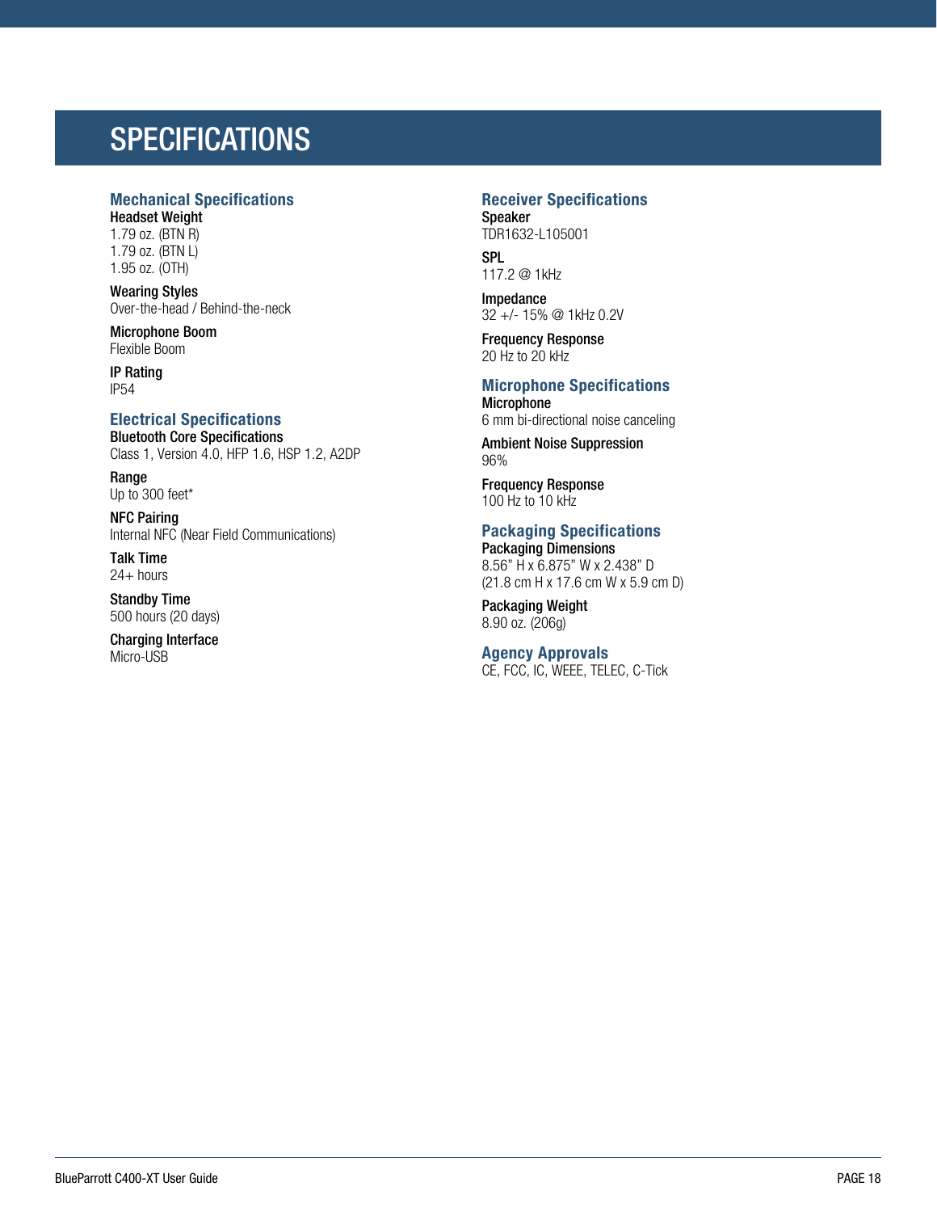# SPECIFICATIONS

## Mechanical Specifications

**Headset Weight**
1.79 oz. (BTN R)
1.79 oz. (BTN L)
1.95 oz. (OTH)

**Wearing Styles**
Over-the-head / Behind-the-neck

**Microphone Boom**
Flexible Boom

**IP Rating**
IP54

## Electrical Specifications

**Bluetooth Core Specifications**
Class 1, Version 4.0, HFP 1.6, HSP 1.2, A2DP

**Range**
Up to 300 feet*

**NFC Pairing**
Internal NFC (Near Field Communications)

**Talk Time**
24+ hours

**Standby Time**
500 hours (20 days)

**Charging Interface**
Micro-USB

## Receiver Specifications

**Speaker**
TDR1632-L105001

**SPL**
117.2 @ 1kHz

**Impedance**
32 +/- 15% @ 1kHz 0.2V

**Frequency Response**
20 Hz to 20 kHz

## Microphone Specifications

**Microphone**
6 mm bi-directional noise canceling

**Ambient Noise Suppression**
96%

**Frequency Response**
100 Hz to 10 kHz

## Packaging Specifications

**Packaging Dimensions**
8.56" H x 6.875" W x 2.438" D
(21.8 cm H x 17.6 cm W x 5.9 cm D)

**Packaging Weight**
8.90 oz. (206g)

## Agency Approvals

CE, FCC, IC, WEEE, TELEC, C-Tick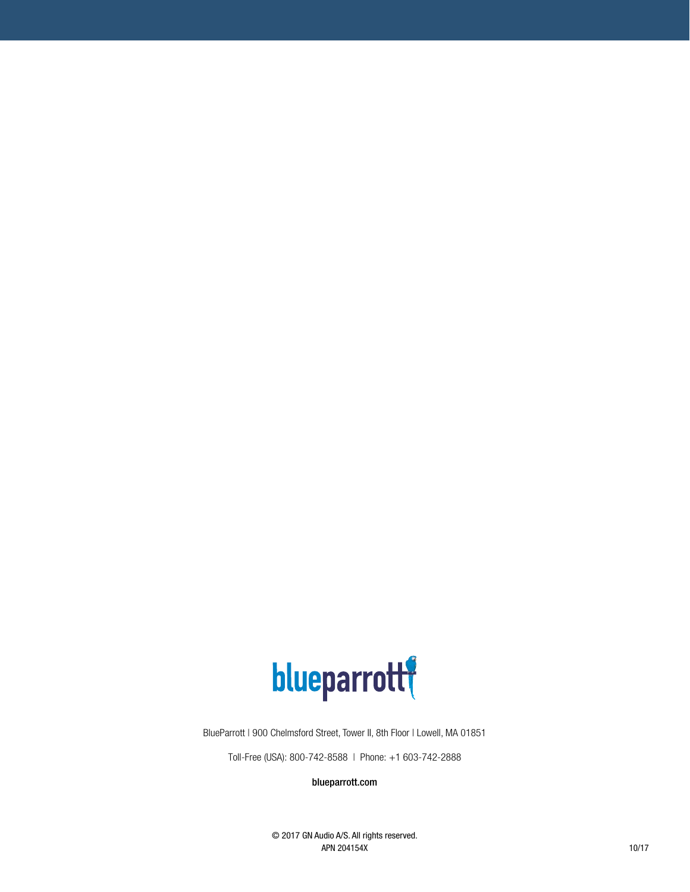blueparrott

BlueParrott | 900 Chelmsford Street, Tower II, 8th Floor | Lowell, MA 01851

Toll-Free (USA): 800-742-8588 | Phone: +1 603-742-2888

**blueparrott.com**

© 2017 GN Audio A/S. All rights reserved.

APN 204154X

10/17